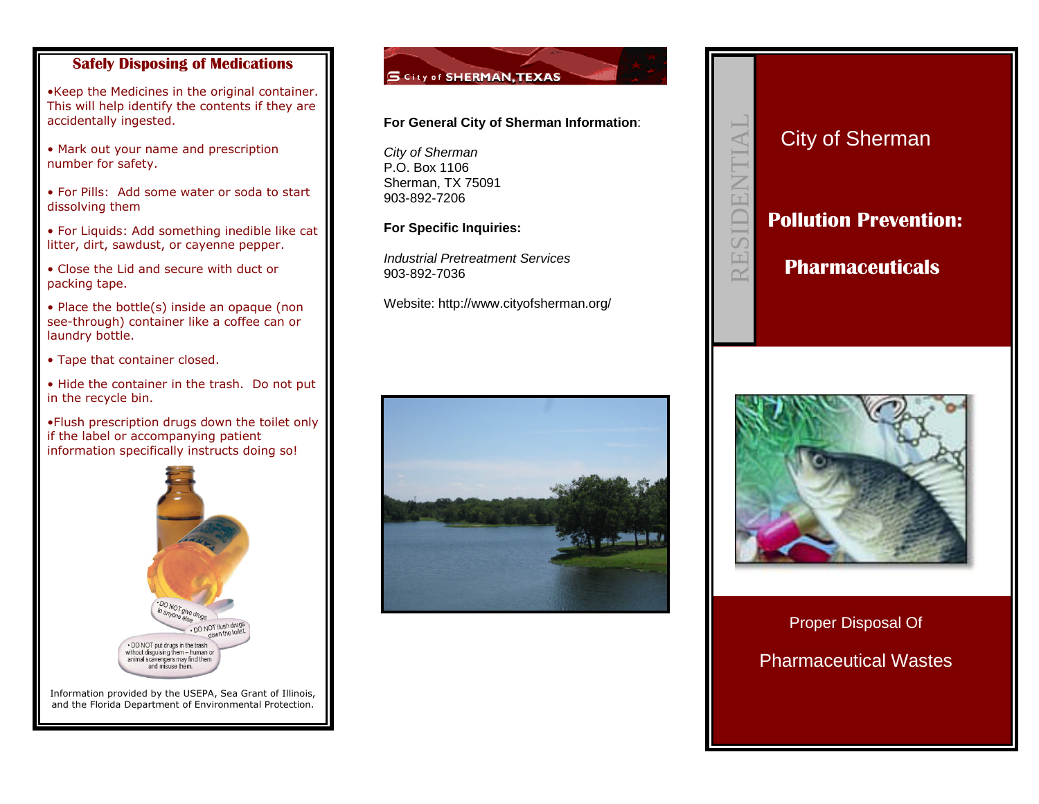## Safely Disposing of Medications

- Keep the Medicines in the original container. This will help identify the contents if they are accidentally ingested.
- Mark out your name and prescription number for safety.
- For Pills: Add some water or soda to start dissolving them
- For Liquids: Add something inedible like cat litter, dirt, sawdust, or cayenne pepper.
- Close the Lid and secure with duct or packing tape.
- Place the bottle(s) inside an opaque (non see-through) container like a coffee can or laundry bottle.
- Tape that container closed.
- Hide the container in the trash. Do not put in the recycle bin.
- Flush prescription drugs down the toilet only if the label or accompanying patient information specifically instructs doing so!

Information provided by the USEPA, Sea Grant of Illinois, and the Florida Department of Environmental Protection.

City of SHERMAN, TEXAS

**For General City of Sherman Information**:

*City of Sherman*
P.O. Box 1106
Sherman, TX 75091
903-892-7206

**For Specific Inquiries:**

*Industrial Pretreatment Services*
903-892-7036

Website: http://www.cityofsherman.org/

RESIDENTIAL

City of Sherman

# Pollution Prevention:

# Pharmaceuticals

Proper Disposal Of

Pharmaceutical Wastes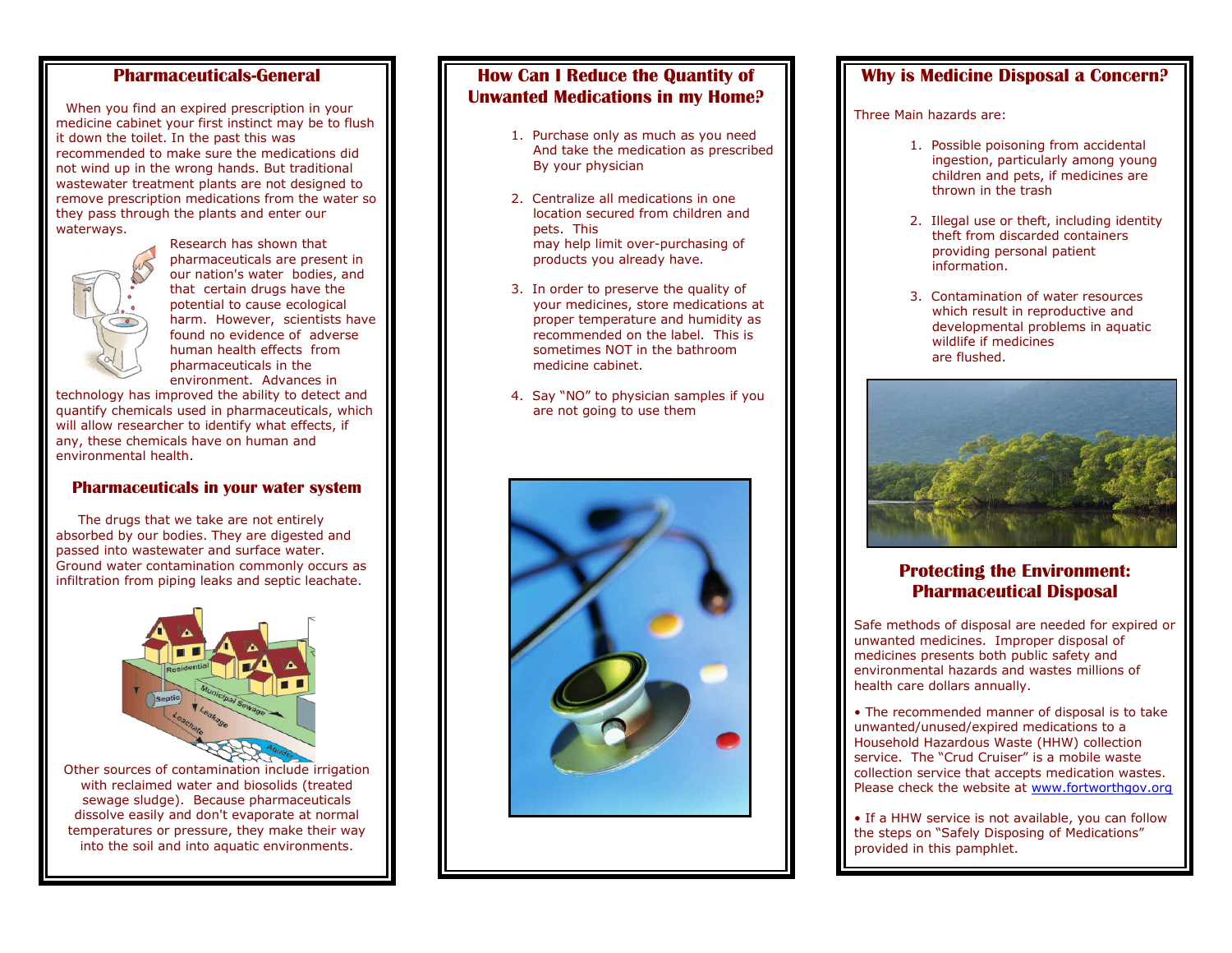## Pharmaceuticals-General

When you find an expired prescription in your medicine cabinet your first instinct may be to flush it down the toilet. In the past this was recommended to make sure the medications did not wind up in the wrong hands. But traditional wastewater treatment plants are not designed to remove prescription medications from the water so they pass through the plants and enter our waterways.

Research has shown that pharmaceuticals are present in our nation's water bodies, and that certain drugs have the potential to cause ecological harm. However, scientists have found no evidence of adverse human health effects from pharmaceuticals in the environment. Advances in technology has improved the ability to detect and quantify chemicals used in pharmaceuticals, which will allow researcher to identify what effects, if any, these chemicals have on human and environmental health.

## Pharmaceuticals in your water system

The drugs that we take are not entirely absorbed by our bodies. They are digested and passed into wastewater and surface water. Ground water contamination commonly occurs as infiltration from piping leaks and septic leachate.

Residential
Septic
Municipal Sewage
Leakage
Leachate
Aquifer

Other sources of contamination include irrigation with reclaimed water and biosolids (treated sewage sludge). Because pharmaceuticals dissolve easily and don't evaporate at normal temperatures or pressure, they make their way into the soil and into aquatic environments.

## How Can I Reduce the Quantity of Unwanted Medications in my Home?

1. Purchase only as much as you need And take the medication as prescribed By your physician
2. Centralize all medications in one location secured from children and pets. This may help limit over-purchasing of products you already have.
3. In order to preserve the quality of your medicines, store medications at proper temperature and humidity as recommended on the label. This is sometimes NOT in the bathroom medicine cabinet.
4. Say "NO" to physician samples if you are not going to use them

## Why is Medicine Disposal a Concern?

Three Main hazards are:

1. Possible poisoning from accidental ingestion, particularly among young children and pets, if medicines are thrown in the trash
2. Illegal use or theft, including identity theft from discarded containers providing personal patient information.
3. Contamination of water resources which result in reproductive and developmental problems in aquatic wildlife if medicines are flushed.

## Protecting the Environment: Pharmaceutical Disposal

Safe methods of disposal are needed for expired or unwanted medicines. Improper disposal of medicines presents both public safety and environmental hazards and wastes millions of health care dollars annually.

- The recommended manner of disposal is to take unwanted/unused/expired medications to a Household Hazardous Waste (HHW) collection service. The "Crud Cruiser" is a mobile waste collection service that accepts medication wastes. Please check the website at www.fortworthgov.org
- If a HHW service is not available, you can follow the steps on "Safely Disposing of Medications" provided in this pamphlet.